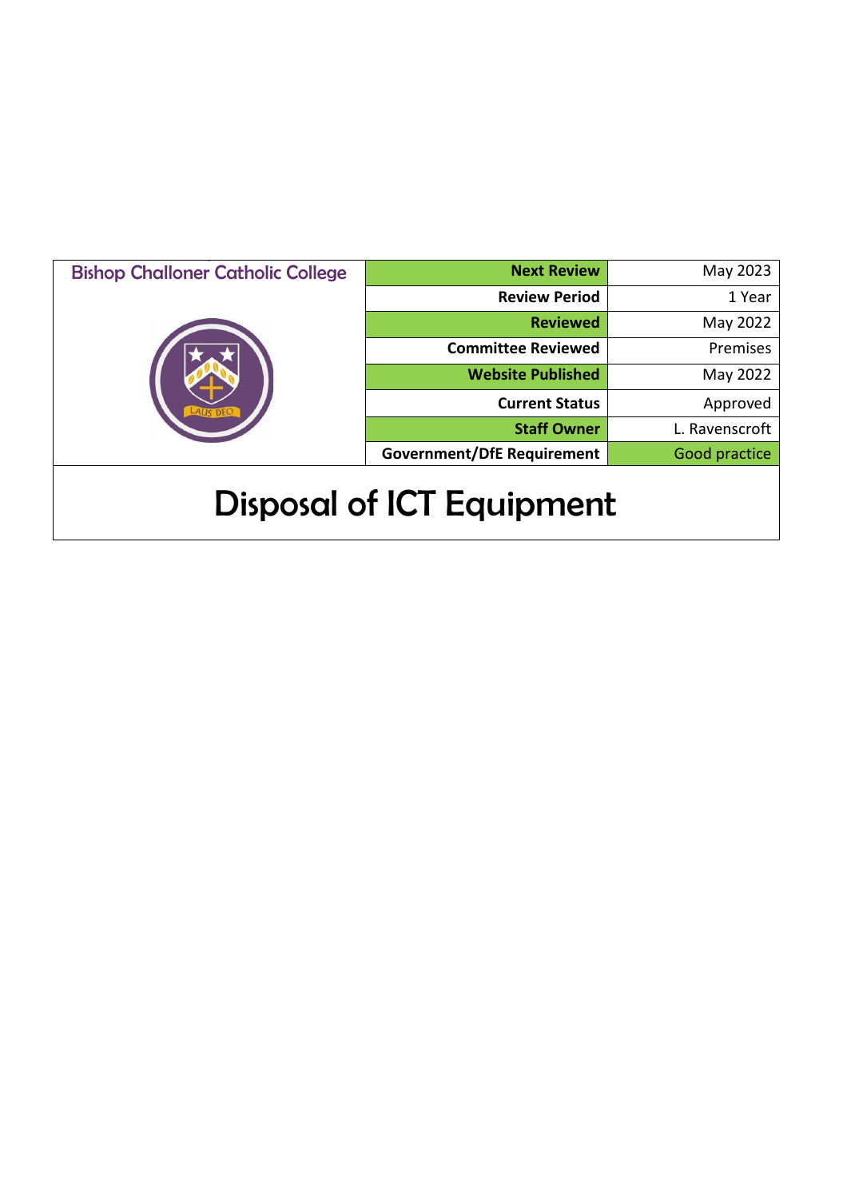| Bishop Challoner Catholic College | Next Review | May 2023 |
|---|---|---|
| | Review Period | 1 Year |
| | Reviewed | May 2022 |
| | Committee Reviewed | Premises |
| | Website Published | May 2022 |
| | Current Status | Approved |
| | Staff Owner | L. Ravenscroft |
| | Government/DfE Requirement | Good practice |

# Disposal of ICT Equipment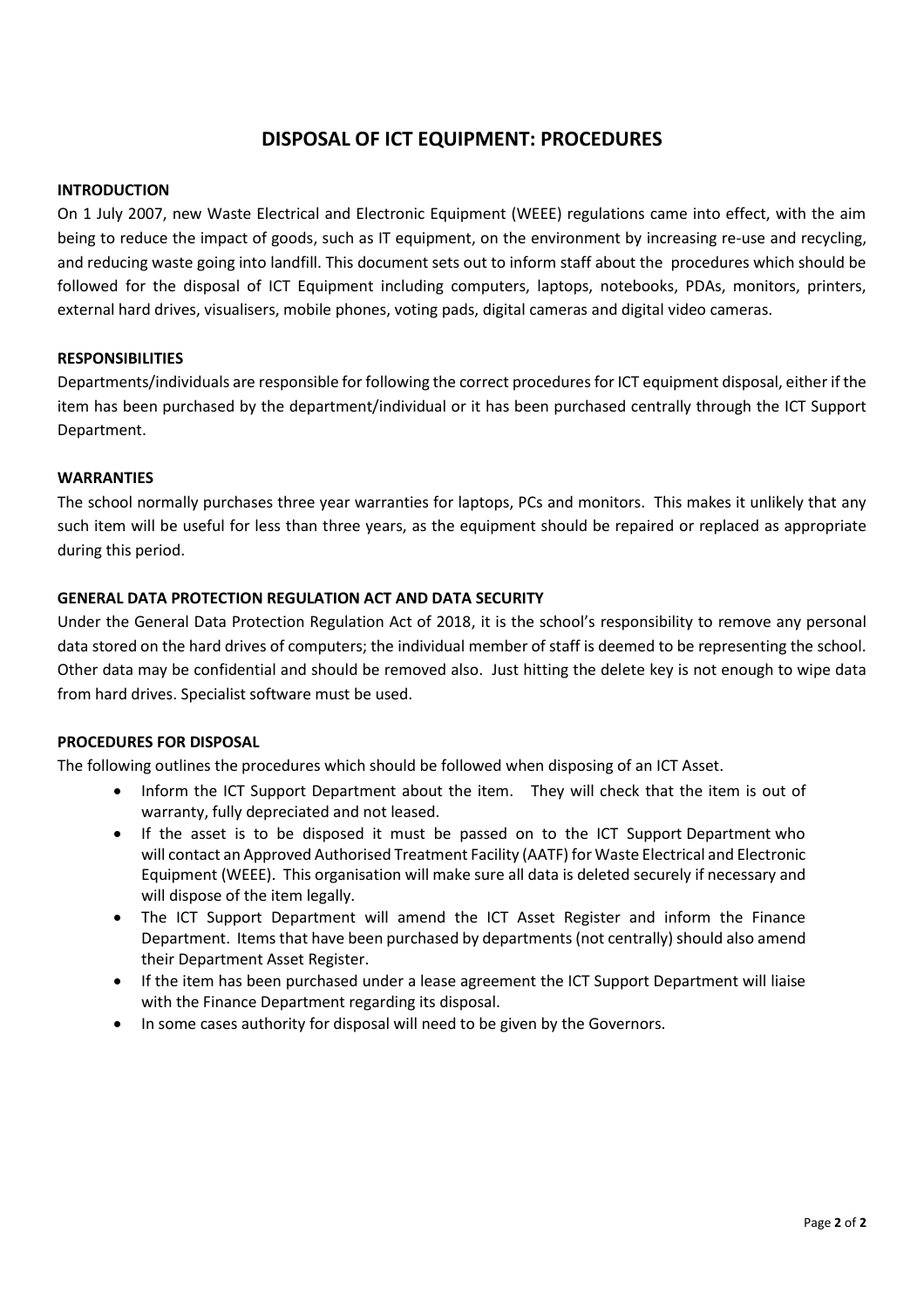# DISPOSAL OF ICT EQUIPMENT: PROCEDURES

## INTRODUCTION

On 1 July 2007, new Waste Electrical and Electronic Equipment (WEEE) regulations came into effect, with the aim being to reduce the impact of goods, such as IT equipment, on the environment by increasing re-use and recycling, and reducing waste going into landfill. This document sets out to inform staff about the procedures which should be followed for the disposal of ICT Equipment including computers, laptops, notebooks, PDAs, monitors, printers, external hard drives, visualisers, mobile phones, voting pads, digital cameras and digital video cameras.

## RESPONSIBILITIES

Departments/individuals are responsible for following the correct procedures for ICT equipment disposal, either if the item has been purchased by the department/individual or it has been purchased centrally through the ICT Support Department.

## WARRANTIES

The school normally purchases three year warranties for laptops, PCs and monitors. This makes it unlikely that any such item will be useful for less than three years, as the equipment should be repaired or replaced as appropriate during this period.

## GENERAL DATA PROTECTION REGULATION ACT AND DATA SECURITY

Under the General Data Protection Regulation Act of 2018, it is the school's responsibility to remove any personal data stored on the hard drives of computers; the individual member of staff is deemed to be representing the school. Other data may be confidential and should be removed also. Just hitting the delete key is not enough to wipe data from hard drives. Specialist software must be used.

## PROCEDURES FOR DISPOSAL

The following outlines the procedures which should be followed when disposing of an ICT Asset.

- Inform the ICT Support Department about the item. They will check that the item is out of warranty, fully depreciated and not leased.
- If the asset is to be disposed it must be passed on to the ICT Support Department who will contact an Approved Authorised Treatment Facility (AATF) for Waste Electrical and Electronic Equipment (WEEE). This organisation will make sure all data is deleted securely if necessary and will dispose of the item legally.
- The ICT Support Department will amend the ICT Asset Register and inform the Finance Department. Items that have been purchased by departments (not centrally) should also amend their Department Asset Register.
- If the item has been purchased under a lease agreement the ICT Support Department will liaise with the Finance Department regarding its disposal.
- In some cases authority for disposal will need to be given by the Governors.